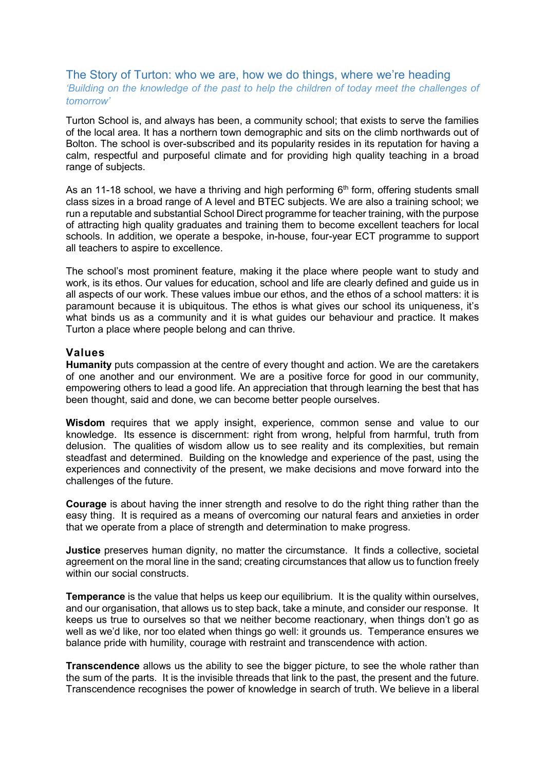# The Story of Turton: who we are, how we do things, where we're heading

*'Building on the knowledge of the past to help the children of today meet the challenges of tomorrow'*

Turton School is, and always has been, a community school; that exists to serve the families of the local area. It has a northern town demographic and sits on the climb northwards out of Bolton. The school is over-subscribed and its popularity resides in its reputation for having a calm, respectful and purposeful climate and for providing high quality teaching in a broad range of subjects.

As an 11-18 school, we have a thriving and high performing 6th form, offering students small class sizes in a broad range of A level and BTEC subjects. We are also a training school; we run a reputable and substantial School Direct programme for teacher training, with the purpose of attracting high quality graduates and training them to become excellent teachers for local schools. In addition, we operate a bespoke, in-house, four-year ECT programme to support all teachers to aspire to excellence.

The school's most prominent feature, making it the place where people want to study and work, is its ethos. Our values for education, school and life are clearly defined and guide us in all aspects of our work. These values imbue our ethos, and the ethos of a school matters: it is paramount because it is ubiquitous. The ethos is what gives our school its uniqueness, it's what binds us as a community and it is what guides our behaviour and practice. It makes Turton a place where people belong and can thrive.

## Values

**Humanity** puts compassion at the centre of every thought and action. We are the caretakers of one another and our environment. We are a positive force for good in our community, empowering others to lead a good life. An appreciation that through learning the best that has been thought, said and done, we can become better people ourselves.

**Wisdom** requires that we apply insight, experience, common sense and value to our knowledge. Its essence is discernment: right from wrong, helpful from harmful, truth from delusion. The qualities of wisdom allow us to see reality and its complexities, but remain steadfast and determined. Building on the knowledge and experience of the past, using the experiences and connectivity of the present, we make decisions and move forward into the challenges of the future.

**Courage** is about having the inner strength and resolve to do the right thing rather than the easy thing. It is required as a means of overcoming our natural fears and anxieties in order that we operate from a place of strength and determination to make progress.

**Justice** preserves human dignity, no matter the circumstance. It finds a collective, societal agreement on the moral line in the sand; creating circumstances that allow us to function freely within our social constructs.

**Temperance** is the value that helps us keep our equilibrium. It is the quality within ourselves, and our organisation, that allows us to step back, take a minute, and consider our response. It keeps us true to ourselves so that we neither become reactionary, when things don't go as well as we'd like, nor too elated when things go well: it grounds us. Temperance ensures we balance pride with humility, courage with restraint and transcendence with action.

**Transcendence** allows us the ability to see the bigger picture, to see the whole rather than the sum of the parts. It is the invisible threads that link to the past, the present and the future. Transcendence recognises the power of knowledge in search of truth. We believe in a liberal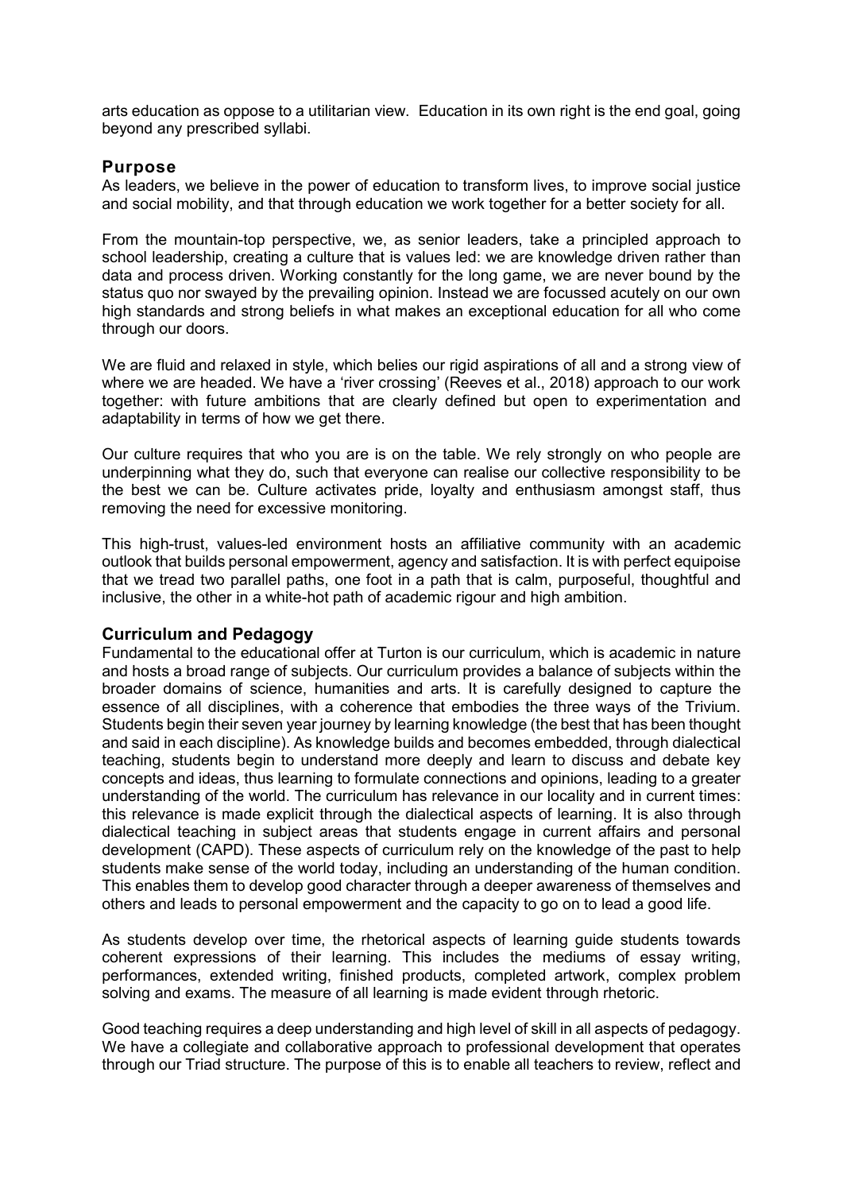arts education as oppose to a utilitarian view. Education in its own right is the end goal, going beyond any prescribed syllabi.

## Purpose

As leaders, we believe in the power of education to transform lives, to improve social justice and social mobility, and that through education we work together for a better society for all.

From the mountain-top perspective, we, as senior leaders, take a principled approach to school leadership, creating a culture that is values led: we are knowledge driven rather than data and process driven. Working constantly for the long game, we are never bound by the status quo nor swayed by the prevailing opinion. Instead we are focussed acutely on our own high standards and strong beliefs in what makes an exceptional education for all who come through our doors.

We are fluid and relaxed in style, which belies our rigid aspirations of all and a strong view of where we are headed. We have a 'river crossing' (Reeves et al., 2018) approach to our work together: with future ambitions that are clearly defined but open to experimentation and adaptability in terms of how we get there.

Our culture requires that who you are is on the table. We rely strongly on who people are underpinning what they do, such that everyone can realise our collective responsibility to be the best we can be. Culture activates pride, loyalty and enthusiasm amongst staff, thus removing the need for excessive monitoring.

This high-trust, values-led environment hosts an affiliative community with an academic outlook that builds personal empowerment, agency and satisfaction. It is with perfect equipoise that we tread two parallel paths, one foot in a path that is calm, purposeful, thoughtful and inclusive, the other in a white-hot path of academic rigour and high ambition.

## Curriculum and Pedagogy

Fundamental to the educational offer at Turton is our curriculum, which is academic in nature and hosts a broad range of subjects. Our curriculum provides a balance of subjects within the broader domains of science, humanities and arts. It is carefully designed to capture the essence of all disciplines, with a coherence that embodies the three ways of the Trivium. Students begin their seven year journey by learning knowledge (the best that has been thought and said in each discipline). As knowledge builds and becomes embedded, through dialectical teaching, students begin to understand more deeply and learn to discuss and debate key concepts and ideas, thus learning to formulate connections and opinions, leading to a greater understanding of the world. The curriculum has relevance in our locality and in current times: this relevance is made explicit through the dialectical aspects of learning. It is also through dialectical teaching in subject areas that students engage in current affairs and personal development (CAPD). These aspects of curriculum rely on the knowledge of the past to help students make sense of the world today, including an understanding of the human condition. This enables them to develop good character through a deeper awareness of themselves and others and leads to personal empowerment and the capacity to go on to lead a good life.

As students develop over time, the rhetorical aspects of learning guide students towards coherent expressions of their learning. This includes the mediums of essay writing, performances, extended writing, finished products, completed artwork, complex problem solving and exams. The measure of all learning is made evident through rhetoric.

Good teaching requires a deep understanding and high level of skill in all aspects of pedagogy. We have a collegiate and collaborative approach to professional development that operates through our Triad structure. The purpose of this is to enable all teachers to review, reflect and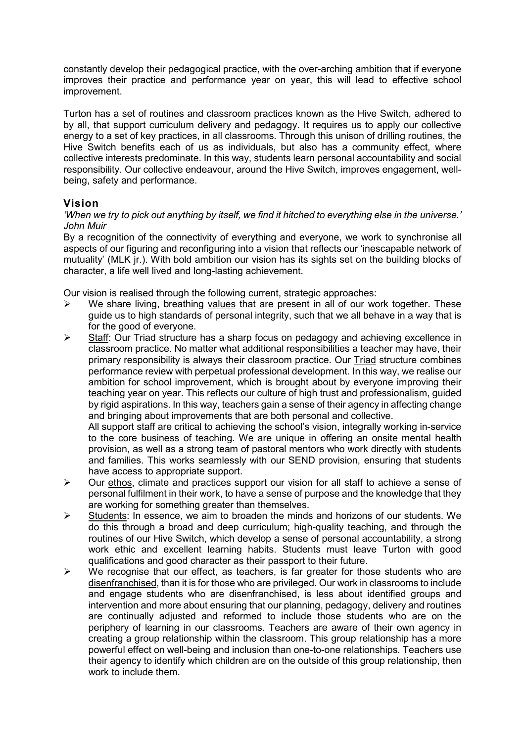constantly develop their pedagogical practice, with the over-arching ambition that if everyone improves their practice and performance year on year, this will lead to effective school improvement.

Turton has a set of routines and classroom practices known as the Hive Switch, adhered to by all, that support curriculum delivery and pedagogy. It requires us to apply our collective energy to a set of key practices, in all classrooms. Through this unison of drilling routines, the Hive Switch benefits each of us as individuals, but also has a community effect, where collective interests predominate. In this way, students learn personal accountability and social responsibility. Our collective endeavour, around the Hive Switch, improves engagement, well-being, safety and performance.

## Vision

*'When we try to pick out anything by itself, we find it hitched to everything else in the universe.' John Muir*

By a recognition of the connectivity of everything and everyone, we work to synchronise all aspects of our figuring and reconfiguring into a vision that reflects our 'inescapable network of mutuality' (MLK jr.). With bold ambition our vision has its sights set on the building blocks of character, a life well lived and long-lasting achievement.

Our vision is realised through the following current, strategic approaches:

- We share living, breathing values that are present in all of our work together. These guide us to high standards of personal integrity, such that we all behave in a way that is for the good of everyone.
- Staff: Our Triad structure has a sharp focus on pedagogy and achieving excellence in classroom practice. No matter what additional responsibilities a teacher may have, their primary responsibility is always their classroom practice. Our Triad structure combines performance review with perpetual professional development. In this way, we realise our ambition for school improvement, which is brought about by everyone improving their teaching year on year. This reflects our culture of high trust and professionalism, guided by rigid aspirations. In this way, teachers gain a sense of their agency in affecting change and bringing about improvements that are both personal and collective.
  All support staff are critical to achieving the school's vision, integrally working in-service to the core business of teaching. We are unique in offering an onsite mental health provision, as well as a strong team of pastoral mentors who work directly with students and families. This works seamlessly with our SEND provision, ensuring that students have access to appropriate support.
- Our ethos, climate and practices support our vision for all staff to achieve a sense of personal fulfilment in their work, to have a sense of purpose and the knowledge that they are working for something greater than themselves.
- Students: In essence, we aim to broaden the minds and horizons of our students. We do this through a broad and deep curriculum; high-quality teaching, and through the routines of our Hive Switch, which develop a sense of personal accountability, a strong work ethic and excellent learning habits. Students must leave Turton with good qualifications and good character as their passport to their future.
- We recognise that our effect, as teachers, is far greater for those students who are disenfranchised, than it is for those who are privileged. Our work in classrooms to include and engage students who are disenfranchised, is less about identified groups and intervention and more about ensuring that our planning, pedagogy, delivery and routines are continually adjusted and reformed to include those students who are on the periphery of learning in our classrooms. Teachers are aware of their own agency in creating a group relationship within the classroom. This group relationship has a more powerful effect on well-being and inclusion than one-to-one relationships. Teachers use their agency to identify which children are on the outside of this group relationship, then work to include them.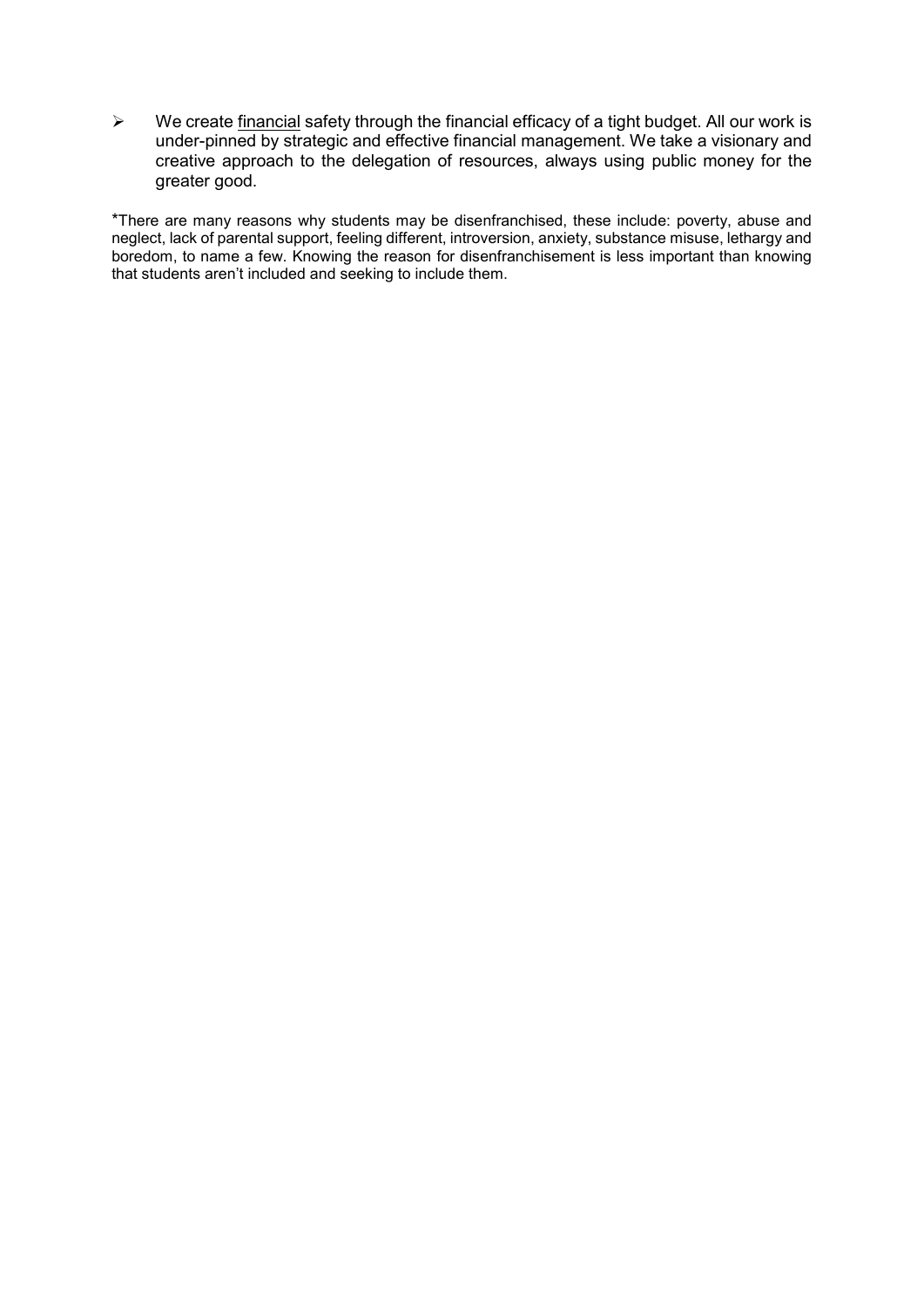- We create <u>financial</u> safety through the financial efficacy of a tight budget. All our work is under-pinned by strategic and effective financial management. We take a visionary and creative approach to the delegation of resources, always using public money for the greater good.

*There are many reasons why students may be disenfranchised, these include: poverty, abuse and neglect, lack of parental support, feeling different, introversion, anxiety, substance misuse, lethargy and boredom, to name a few. Knowing the reason for disenfranchisement is less important than knowing that students aren't included and seeking to include them.